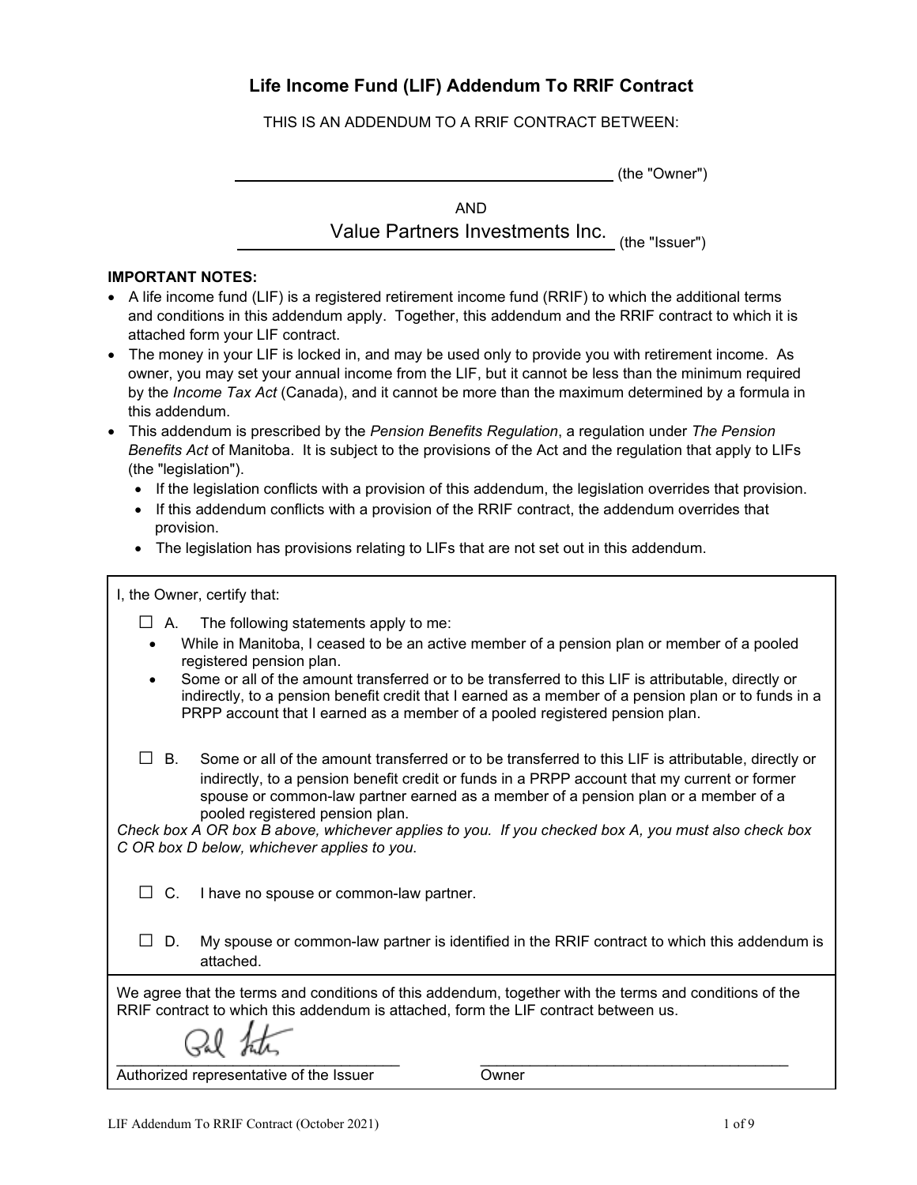# Life Income Fund (LIF) Addendum To RRIF Contract

THIS IS AN ADDENDUM TO A RRIF CONTRACT BETWEEN:

______________________________ (the "Owner")

AND

Value Partners Investments Inc. (the "Issuer")

**IMPORTANT NOTES:**

- A life income fund (LIF) is a registered retirement income fund (RRIF) to which the additional terms and conditions in this addendum apply. Together, this addendum and the RRIF contract to which it is attached form your LIF contract.
- The money in your LIF is locked in, and may be used only to provide you with retirement income. As owner, you may set your annual income from the LIF, but it cannot be less than the minimum required by the *Income Tax Act* (Canada), and it cannot be more than the maximum determined by a formula in this addendum.
- This addendum is prescribed by the *Pension Benefits Regulation*, a regulation under *The Pension Benefits Act* of Manitoba. It is subject to the provisions of the Act and the regulation that apply to LIFs (the "legislation").
  - If the legislation conflicts with a provision of this addendum, the legislation overrides that provision.
  - If this addendum conflicts with a provision of the RRIF contract, the addendum overrides that provision.
  - The legislation has provisions relating to LIFs that are not set out in this addendum.

I, the Owner, certify that:

☐ A. The following statements apply to me:

- While in Manitoba, I ceased to be an active member of a pension plan or member of a pooled registered pension plan.
- Some or all of the amount transferred or to be transferred to this LIF is attributable, directly or indirectly, to a pension benefit credit that I earned as a member of a pension plan or to funds in a PRPP account that I earned as a member of a pooled registered pension plan.

☐ B. Some or all of the amount transferred or to be transferred to this LIF is attributable, directly or indirectly, to a pension benefit credit or funds in a PRPP account that my current or former spouse or common-law partner earned as a member of a pension plan or a member of a pooled registered pension plan.

*Check box A OR box B above, whichever applies to you. If you checked box A, you must also check box C OR box D below, whichever applies to you.*

☐ C. I have no spouse or common-law partner.

☐ D. My spouse or common-law partner is identified in the RRIF contract to which this addendum is attached.

We agree that the terms and conditions of this addendum, together with the terms and conditions of the RRIF contract to which this addendum is attached, form the LIF contract between us.

______________________________ ______________________________

Authorized representative of the Issuer Owner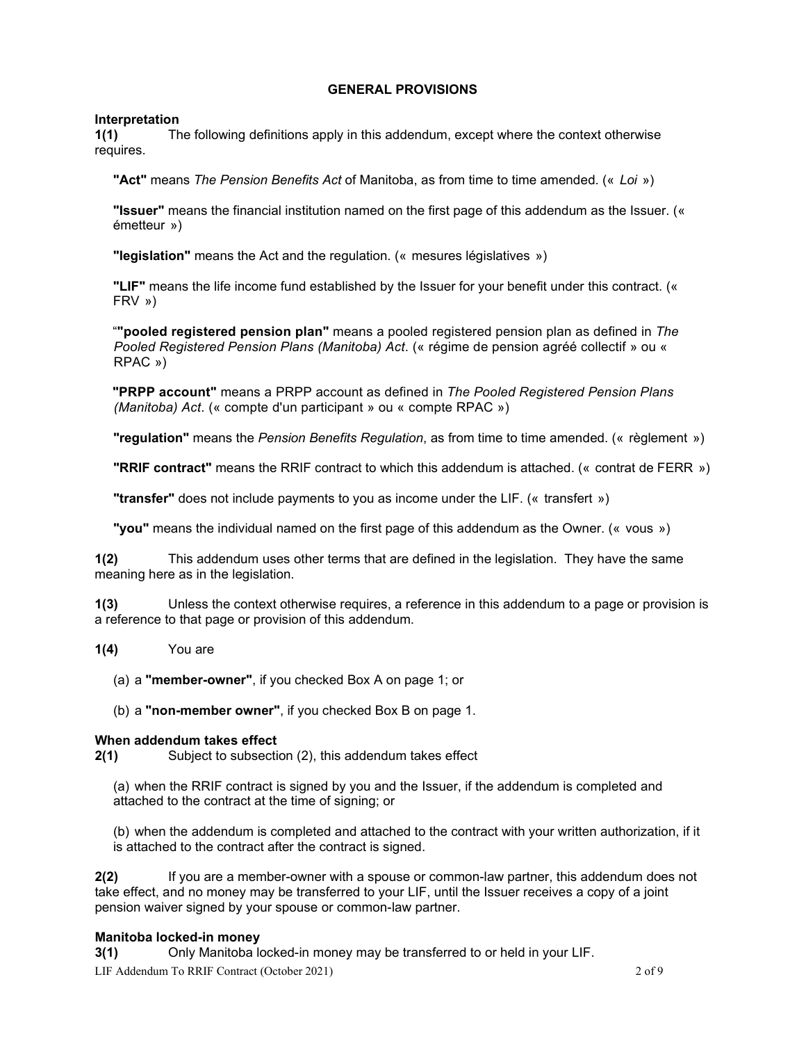## GENERAL PROVISIONS

**Interpretation**

**1(1)** The following definitions apply in this addendum, except where the context otherwise requires.

**"Act"** means *The Pension Benefits Act* of Manitoba, as from time to time amended. (« *Loi* »)

**"Issuer"** means the financial institution named on the first page of this addendum as the Issuer. (« émetteur »)

**"legislation"** means the Act and the regulation. (« mesures législatives »)

**"LIF"** means the life income fund established by the Issuer for your benefit under this contract. (« FRV »)

"**"pooled registered pension plan"** means a pooled registered pension plan as defined in *The Pooled Registered Pension Plans (Manitoba) Act*. (« régime de pension agréé collectif » ou « RPAC »)

**"PRPP account"** means a PRPP account as defined in *The Pooled Registered Pension Plans (Manitoba) Act*. (« compte d'un participant » ou « compte RPAC »)

**"regulation"** means the *Pension Benefits Regulation*, as from time to time amended. (« règlement »)

**"RRIF contract"** means the RRIF contract to which this addendum is attached. (« contrat de FERR »)

**"transfer"** does not include payments to you as income under the LIF. (« transfert »)

**"you"** means the individual named on the first page of this addendum as the Owner. (« vous »)

**1(2)** This addendum uses other terms that are defined in the legislation. They have the same meaning here as in the legislation.

**1(3)** Unless the context otherwise requires, a reference in this addendum to a page or provision is a reference to that page or provision of this addendum.

**1(4)** You are

(a) a **"member-owner"**, if you checked Box A on page 1; or

(b) a **"non-member owner"**, if you checked Box B on page 1.

**When addendum takes effect**

**2(1)** Subject to subsection (2), this addendum takes effect

(a) when the RRIF contract is signed by you and the Issuer, if the addendum is completed and attached to the contract at the time of signing; or

(b) when the addendum is completed and attached to the contract with your written authorization, if it is attached to the contract after the contract is signed.

**2(2)** If you are a member-owner with a spouse or common-law partner, this addendum does not take effect, and no money may be transferred to your LIF, until the Issuer receives a copy of a joint pension waiver signed by your spouse or common-law partner.

**Manitoba locked-in money**

**3(1)** Only Manitoba locked-in money may be transferred to or held in your LIF.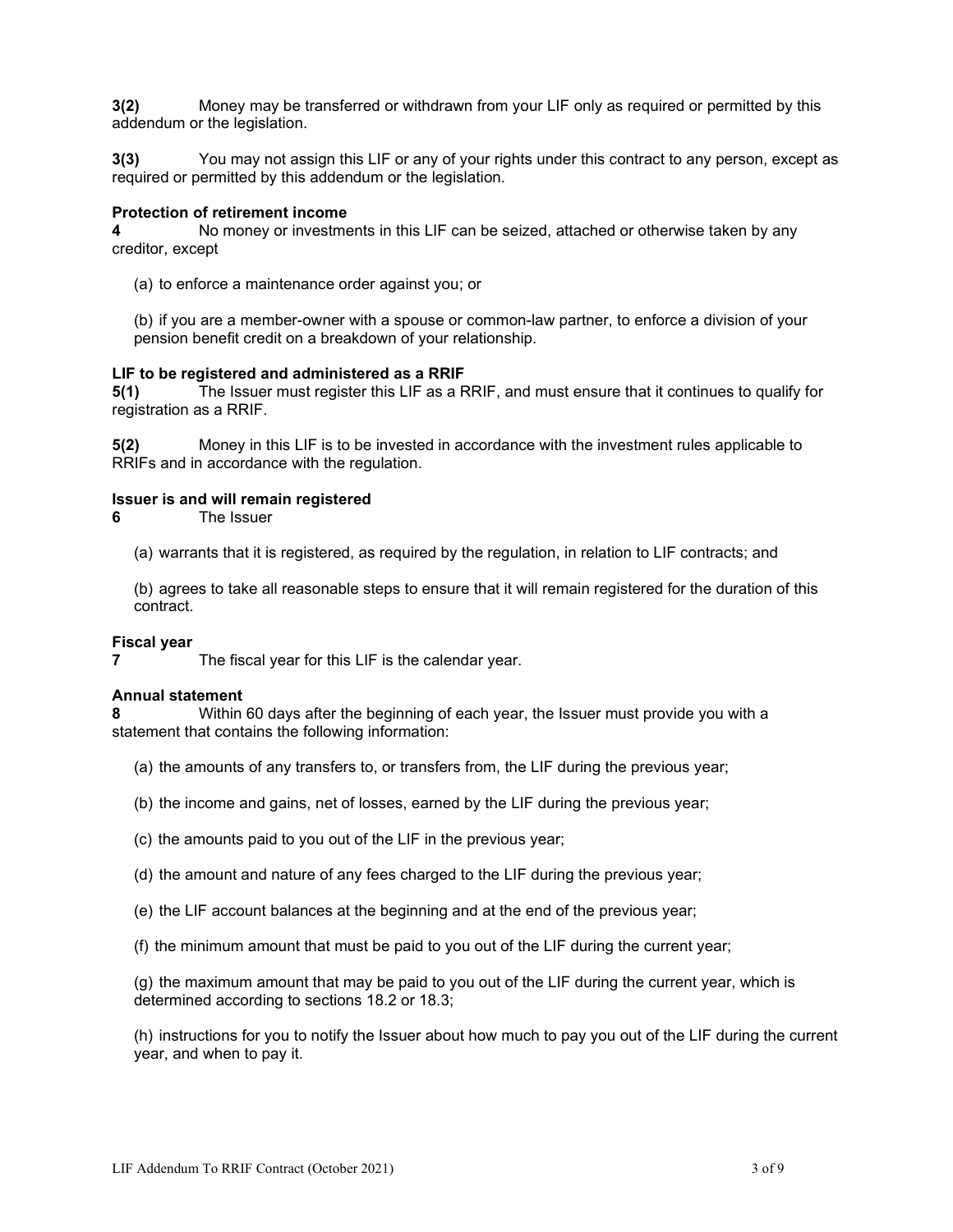**3(2)** Money may be transferred or withdrawn from your LIF only as required or permitted by this addendum or the legislation.

**3(3)** You may not assign this LIF or any of your rights under this contract to any person, except as required or permitted by this addendum or the legislation.

**Protection of retirement income**

**4** No money or investments in this LIF can be seized, attached or otherwise taken by any creditor, except

(a) to enforce a maintenance order against you; or

(b) if you are a member-owner with a spouse or common-law partner, to enforce a division of your pension benefit credit on a breakdown of your relationship.

**LIF to be registered and administered as a RRIF**

**5(1)** The Issuer must register this LIF as a RRIF, and must ensure that it continues to qualify for registration as a RRIF.

**5(2)** Money in this LIF is to be invested in accordance with the investment rules applicable to RRIFs and in accordance with the regulation.

**Issuer is and will remain registered**

**6** The Issuer

(a) warrants that it is registered, as required by the regulation, in relation to LIF contracts; and

(b) agrees to take all reasonable steps to ensure that it will remain registered for the duration of this contract.

**Fiscal year**

**7** The fiscal year for this LIF is the calendar year.

**Annual statement**

**8** Within 60 days after the beginning of each year, the Issuer must provide you with a statement that contains the following information:

(a) the amounts of any transfers to, or transfers from, the LIF during the previous year;

(b) the income and gains, net of losses, earned by the LIF during the previous year;

(c) the amounts paid to you out of the LIF in the previous year;

(d) the amount and nature of any fees charged to the LIF during the previous year;

(e) the LIF account balances at the beginning and at the end of the previous year;

(f) the minimum amount that must be paid to you out of the LIF during the current year;

(g) the maximum amount that may be paid to you out of the LIF during the current year, which is determined according to sections 18.2 or 18.3;

(h) instructions for you to notify the Issuer about how much to pay you out of the LIF during the current year, and when to pay it.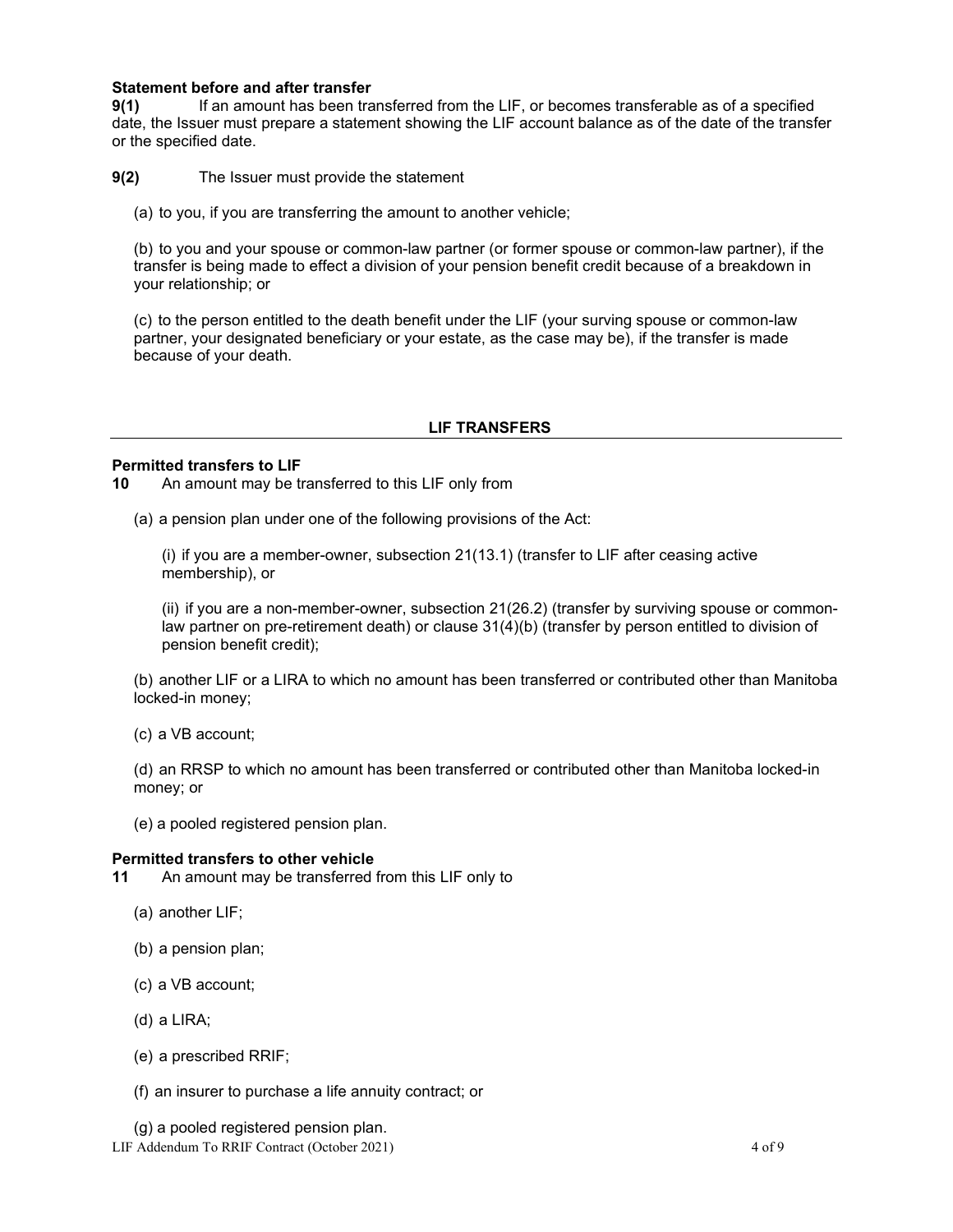**Statement before and after transfer**

**9(1)** If an amount has been transferred from the LIF, or becomes transferable as of a specified date, the Issuer must prepare a statement showing the LIF account balance as of the date of the transfer or the specified date.

**9(2)** The Issuer must provide the statement

(a) to you, if you are transferring the amount to another vehicle;

(b) to you and your spouse or common-law partner (or former spouse or common-law partner), if the transfer is being made to effect a division of your pension benefit credit because of a breakdown in your relationship; or

(c) to the person entitled to the death benefit under the LIF (your surving spouse or common-law partner, your designated beneficiary or your estate, as the case may be), if the transfer is made because of your death.

## LIF TRANSFERS

**Permitted transfers to LIF**

**10** An amount may be transferred to this LIF only from

(a) a pension plan under one of the following provisions of the Act:

(i) if you are a member-owner, subsection 21(13.1) (transfer to LIF after ceasing active membership), or

(ii) if you are a non-member-owner, subsection 21(26.2) (transfer by surviving spouse or common-law partner on pre-retirement death) or clause 31(4)(b) (transfer by person entitled to division of pension benefit credit);

(b) another LIF or a LIRA to which no amount has been transferred or contributed other than Manitoba locked-in money;

(c) a VB account;

(d) an RRSP to which no amount has been transferred or contributed other than Manitoba locked-in money; or

(e) a pooled registered pension plan.

**Permitted transfers to other vehicle**

**11** An amount may be transferred from this LIF only to

(a) another LIF;

(b) a pension plan;

(c) a VB account;

(d) a LIRA;

(e) a prescribed RRIF;

(f) an insurer to purchase a life annuity contract; or

(g) a pooled registered pension plan.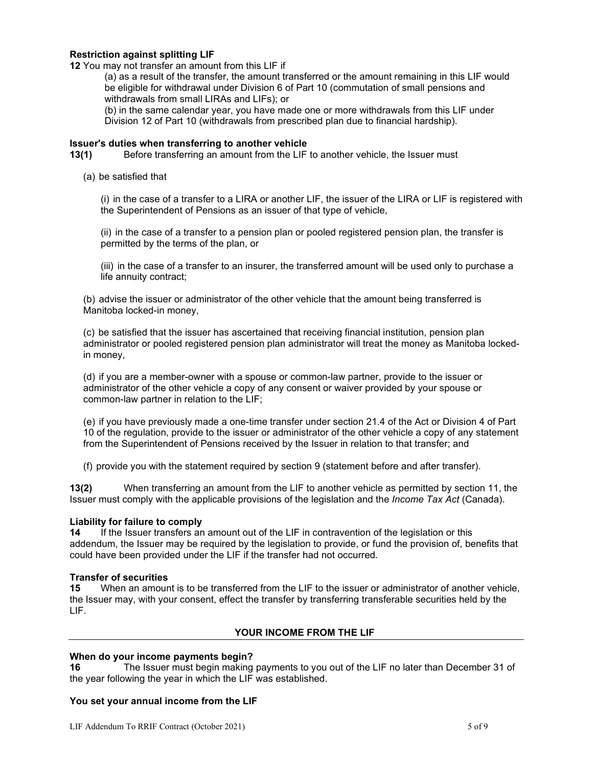**Restriction against splitting LIF**

**12** You may not transfer an amount from this LIF if

(a) as a result of the transfer, the amount transferred or the amount remaining in this LIF would be eligible for withdrawal under Division 6 of Part 10 (commutation of small pensions and withdrawals from small LIRAs and LIFs); or

(b) in the same calendar year, you have made one or more withdrawals from this LIF under Division 12 of Part 10 (withdrawals from prescribed plan due to financial hardship).

**Issuer's duties when transferring to another vehicle**

**13(1)** Before transferring an amount from the LIF to another vehicle, the Issuer must

(a) be satisfied that

(i) in the case of a transfer to a LIRA or another LIF, the issuer of the LIRA or LIF is registered with the Superintendent of Pensions as an issuer of that type of vehicle,

(ii) in the case of a transfer to a pension plan or pooled registered pension plan, the transfer is permitted by the terms of the plan, or

(iii) in the case of a transfer to an insurer, the transferred amount will be used only to purchase a life annuity contract;

(b) advise the issuer or administrator of the other vehicle that the amount being transferred is Manitoba locked-in money,

(c) be satisfied that the issuer has ascertained that receiving financial institution, pension plan administrator or pooled registered pension plan administrator will treat the money as Manitoba locked-in money,

(d) if you are a member-owner with a spouse or common-law partner, provide to the issuer or administrator of the other vehicle a copy of any consent or waiver provided by your spouse or common-law partner in relation to the LIF;

(e) if you have previously made a one-time transfer under section 21.4 of the Act or Division 4 of Part 10 of the regulation, provide to the issuer or administrator of the other vehicle a copy of any statement from the Superintendent of Pensions received by the Issuer in relation to that transfer; and

(f) provide you with the statement required by section 9 (statement before and after transfer).

**13(2)** When transferring an amount from the LIF to another vehicle as permitted by section 11, the Issuer must comply with the applicable provisions of the legislation and the *Income Tax Act* (Canada).

**Liability for failure to comply**

**14** If the Issuer transfers an amount out of the LIF in contravention of the legislation or this addendum, the Issuer may be required by the legislation to provide, or fund the provision of, benefits that could have been provided under the LIF if the transfer had not occurred.

**Transfer of securities**

**15** When an amount is to be transferred from the LIF to the issuer or administrator of another vehicle, the Issuer may, with your consent, effect the transfer by transferring transferable securities held by the LIF.

## YOUR INCOME FROM THE LIF

**When do your income payments begin?**

**16** The Issuer must begin making payments to you out of the LIF no later than December 31 of the year following the year in which the LIF was established.

**You set your annual income from the LIF**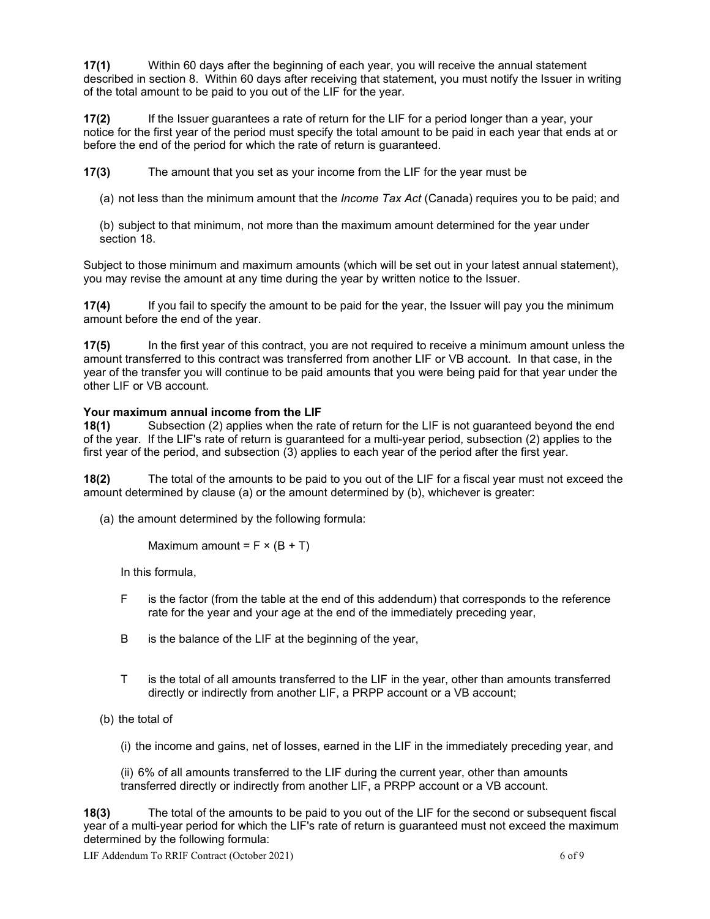**17(1)** Within 60 days after the beginning of each year, you will receive the annual statement described in section 8. Within 60 days after receiving that statement, you must notify the Issuer in writing of the total amount to be paid to you out of the LIF for the year.

**17(2)** If the Issuer guarantees a rate of return for the LIF for a period longer than a year, your notice for the first year of the period must specify the total amount to be paid in each year that ends at or before the end of the period for which the rate of return is guaranteed.

**17(3)** The amount that you set as your income from the LIF for the year must be

(a) not less than the minimum amount that the *Income Tax Act* (Canada) requires you to be paid; and

(b) subject to that minimum, not more than the maximum amount determined for the year under section 18.

Subject to those minimum and maximum amounts (which will be set out in your latest annual statement), you may revise the amount at any time during the year by written notice to the Issuer.

**17(4)** If you fail to specify the amount to be paid for the year, the Issuer will pay you the minimum amount before the end of the year.

**17(5)** In the first year of this contract, you are not required to receive a minimum amount unless the amount transferred to this contract was transferred from another LIF or VB account. In that case, in the year of the transfer you will continue to be paid amounts that you were being paid for that year under the other LIF or VB account.

**Your maximum annual income from the LIF**

**18(1)** Subsection (2) applies when the rate of return for the LIF is not guaranteed beyond the end of the year. If the LIF's rate of return is guaranteed for a multi-year period, subsection (2) applies to the first year of the period, and subsection (3) applies to each year of the period after the first year.

**18(2)** The total of the amounts to be paid to you out of the LIF for a fiscal year must not exceed the amount determined by clause (a) or the amount determined by (b), whichever is greater:

(a) the amount determined by the following formula:

$$\text{Maximum amount} = F \times (B + T)$$

In this formula,

F is the factor (from the table at the end of this addendum) that corresponds to the reference rate for the year and your age at the end of the immediately preceding year,

B is the balance of the LIF at the beginning of the year,

T is the total of all amounts transferred to the LIF in the year, other than amounts transferred directly or indirectly from another LIF, a PRPP account or a VB account;

(b) the total of

(i) the income and gains, net of losses, earned in the LIF in the immediately preceding year, and

(ii) 6% of all amounts transferred to the LIF during the current year, other than amounts transferred directly or indirectly from another LIF, a PRPP account or a VB account.

**18(3)** The total of the amounts to be paid to you out of the LIF for the second or subsequent fiscal year of a multi-year period for which the LIF's rate of return is guaranteed must not exceed the maximum determined by the following formula: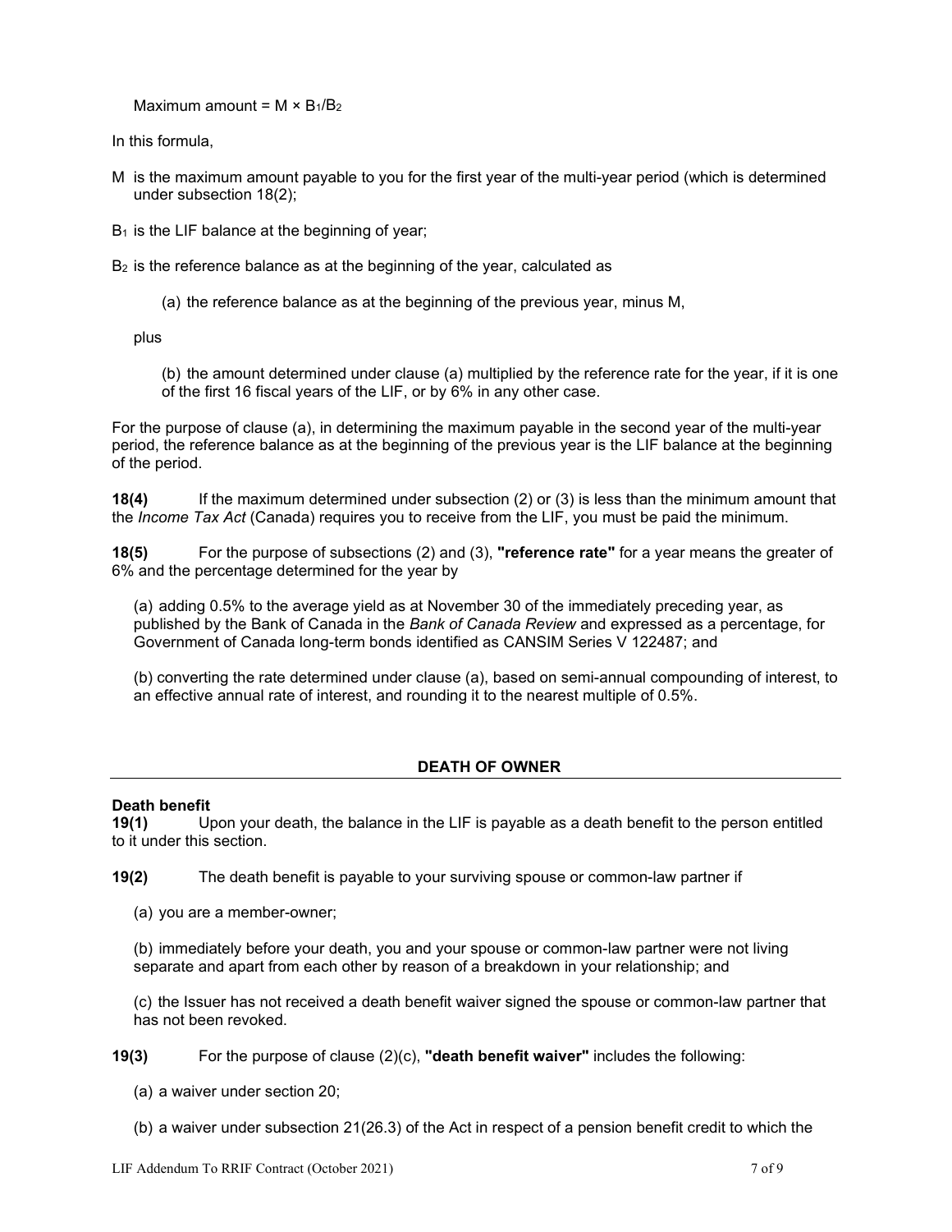Maximum amount = $M \times B_1/B_2$

In this formula,

M is the maximum amount payable to you for the first year of the multi-year period (which is determined under subsection 18(2);

$B_1$ is the LIF balance at the beginning of year;

$B_2$ is the reference balance as at the beginning of the year, calculated as

(a) the reference balance as at the beginning of the previous year, minus M,

plus

(b) the amount determined under clause (a) multiplied by the reference rate for the year, if it is one of the first 16 fiscal years of the LIF, or by 6% in any other case.

For the purpose of clause (a), in determining the maximum payable in the second year of the multi-year period, the reference balance as at the beginning of the previous year is the LIF balance at the beginning of the period.

**18(4)** If the maximum determined under subsection (2) or (3) is less than the minimum amount that the *Income Tax Act* (Canada) requires you to receive from the LIF, you must be paid the minimum.

**18(5)** For the purpose of subsections (2) and (3), **"reference rate"** for a year means the greater of 6% and the percentage determined for the year by

(a) adding 0.5% to the average yield as at November 30 of the immediately preceding year, as published by the Bank of Canada in the *Bank of Canada Review* and expressed as a percentage, for Government of Canada long-term bonds identified as CANSIM Series V 122487; and

(b) converting the rate determined under clause (a), based on semi-annual compounding of interest, to an effective annual rate of interest, and rounding it to the nearest multiple of 0.5%.

## DEATH OF OWNER

**Death benefit**

**19(1)** Upon your death, the balance in the LIF is payable as a death benefit to the person entitled to it under this section.

**19(2)** The death benefit is payable to your surviving spouse or common-law partner if

(a) you are a member-owner;

(b) immediately before your death, you and your spouse or common-law partner were not living separate and apart from each other by reason of a breakdown in your relationship; and

(c) the Issuer has not received a death benefit waiver signed the spouse or common-law partner that has not been revoked.

**19(3)** For the purpose of clause (2)(c), **"death benefit waiver"** includes the following:

(a) a waiver under section 20;

(b) a waiver under subsection 21(26.3) of the Act in respect of a pension benefit credit to which the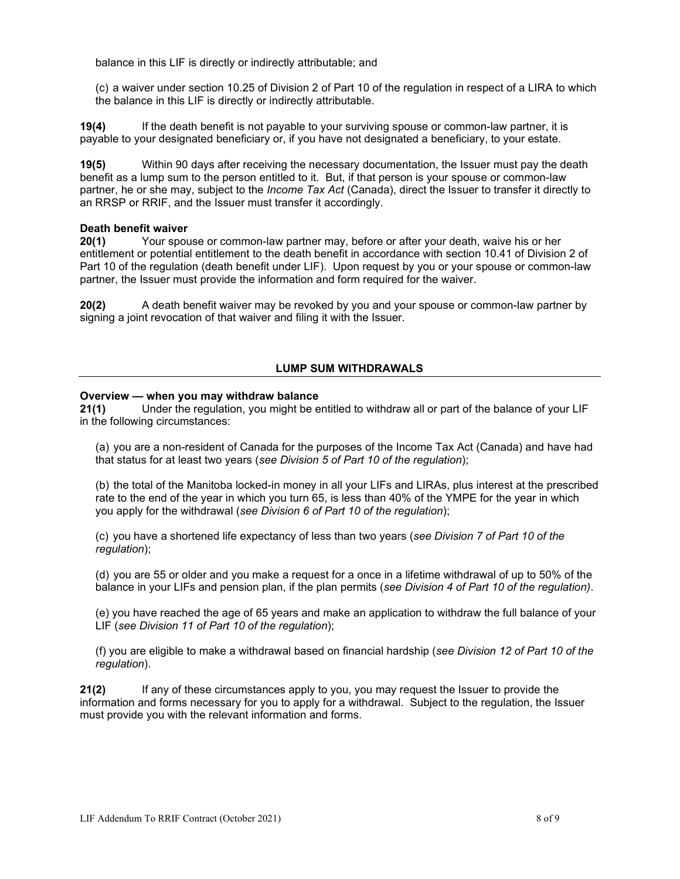balance in this LIF is directly or indirectly attributable; and

(c) a waiver under section 10.25 of Division 2 of Part 10 of the regulation in respect of a LIRA to which the balance in this LIF is directly or indirectly attributable.

**19(4)** If the death benefit is not payable to your surviving spouse or common-law partner, it is payable to your designated beneficiary or, if you have not designated a beneficiary, to your estate.

**19(5)** Within 90 days after receiving the necessary documentation, the Issuer must pay the death benefit as a lump sum to the person entitled to it. But, if that person is your spouse or common-law partner, he or she may, subject to the *Income Tax Act* (Canada), direct the Issuer to transfer it directly to an RRSP or RRIF, and the Issuer must transfer it accordingly.

**Death benefit waiver**

**20(1)** Your spouse or common-law partner may, before or after your death, waive his or her entitlement or potential entitlement to the death benefit in accordance with section 10.41 of Division 2 of Part 10 of the regulation (death benefit under LIF). Upon request by you or your spouse or common-law partner, the Issuer must provide the information and form required for the waiver.

**20(2)** A death benefit waiver may be revoked by you and your spouse or common-law partner by signing a joint revocation of that waiver and filing it with the Issuer.

## LUMP SUM WITHDRAWALS

**Overview — when you may withdraw balance**

**21(1)** Under the regulation, you might be entitled to withdraw all or part of the balance of your LIF in the following circumstances:

(a) you are a non-resident of Canada for the purposes of the Income Tax Act (Canada) and have had that status for at least two years (*see Division 5 of Part 10 of the regulation*);

(b) the total of the Manitoba locked-in money in all your LIFs and LIRAs, plus interest at the prescribed rate to the end of the year in which you turn 65, is less than 40% of the YMPE for the year in which you apply for the withdrawal (*see Division 6 of Part 10 of the regulation*);

(c) you have a shortened life expectancy of less than two years (*see Division 7 of Part 10 of the regulation*);

(d) you are 55 or older and you make a request for a once in a lifetime withdrawal of up to 50% of the balance in your LIFs and pension plan, if the plan permits (*see Division 4 of Part 10 of the regulation).*

(e) you have reached the age of 65 years and make an application to withdraw the full balance of your LIF (*see Division 11 of Part 10 of the regulation*);

(f) you are eligible to make a withdrawal based on financial hardship (*see Division 12 of Part 10 of the regulation*).

**21(2)** If any of these circumstances apply to you, you may request the Issuer to provide the information and forms necessary for you to apply for a withdrawal. Subject to the regulation, the Issuer must provide you with the relevant information and forms.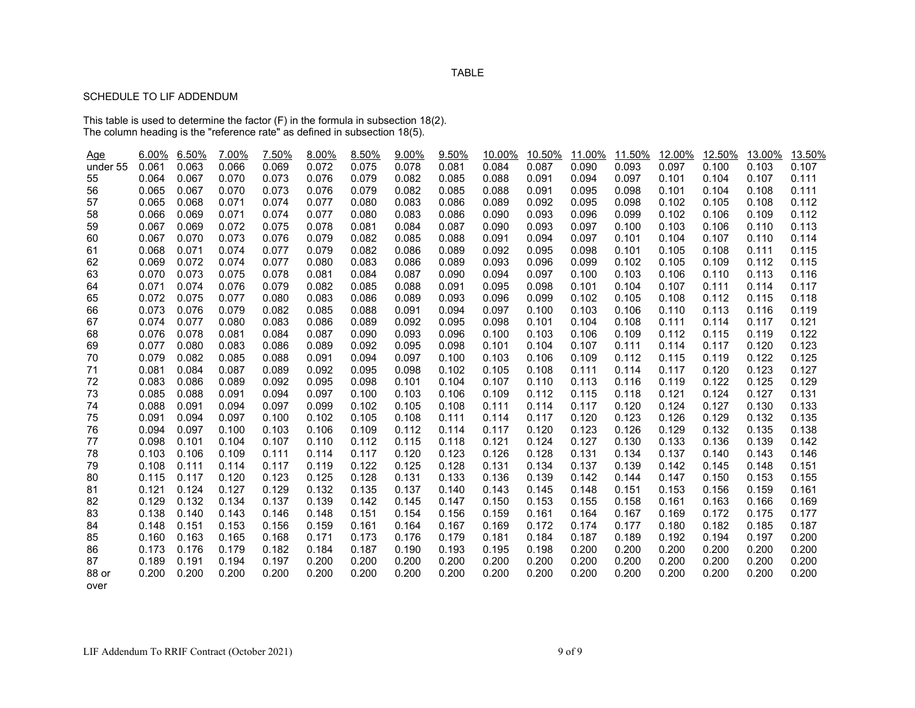TABLE

SCHEDULE TO LIF ADDENDUM

This table is used to determine the factor (F) in the formula in subsection 18(2).
The column heading is the "reference rate" as defined in subsection 18(5).

| Age | 6.00% | 6.50% | 7.00% | 7.50% | 8.00% | 8.50% | 9.00% | 9.50% | 10.00% | 10.50% | 11.00% | 11.50% | 12.00% | 12.50% | 13.00% | 13.50% |
|---|---|---|---|---|---|---|---|---|---|---|---|---|---|---|---|---|
| under 55 | 0.061 | 0.063 | 0.066 | 0.069 | 0.072 | 0.075 | 0.078 | 0.081 | 0.084 | 0.087 | 0.090 | 0.093 | 0.097 | 0.100 | 0.103 | 0.107 |
| 55 | 0.064 | 0.067 | 0.070 | 0.073 | 0.076 | 0.079 | 0.082 | 0.085 | 0.088 | 0.091 | 0.094 | 0.097 | 0.101 | 0.104 | 0.107 | 0.111 |
| 56 | 0.065 | 0.067 | 0.070 | 0.073 | 0.076 | 0.079 | 0.082 | 0.085 | 0.088 | 0.091 | 0.095 | 0.098 | 0.101 | 0.104 | 0.108 | 0.111 |
| 57 | 0.065 | 0.068 | 0.071 | 0.074 | 0.077 | 0.080 | 0.083 | 0.086 | 0.089 | 0.092 | 0.095 | 0.098 | 0.102 | 0.105 | 0.108 | 0.112 |
| 58 | 0.066 | 0.069 | 0.071 | 0.074 | 0.077 | 0.080 | 0.083 | 0.086 | 0.090 | 0.093 | 0.096 | 0.099 | 0.102 | 0.106 | 0.109 | 0.112 |
| 59 | 0.067 | 0.069 | 0.072 | 0.075 | 0.078 | 0.081 | 0.084 | 0.087 | 0.090 | 0.093 | 0.097 | 0.100 | 0.103 | 0.106 | 0.110 | 0.113 |
| 60 | 0.067 | 0.070 | 0.073 | 0.076 | 0.079 | 0.082 | 0.085 | 0.088 | 0.091 | 0.094 | 0.097 | 0.101 | 0.104 | 0.107 | 0.110 | 0.114 |
| 61 | 0.068 | 0.071 | 0.074 | 0.077 | 0.079 | 0.082 | 0.086 | 0.089 | 0.092 | 0.095 | 0.098 | 0.101 | 0.105 | 0.108 | 0.111 | 0.115 |
| 62 | 0.069 | 0.072 | 0.074 | 0.077 | 0.080 | 0.083 | 0.086 | 0.089 | 0.093 | 0.096 | 0.099 | 0.102 | 0.105 | 0.109 | 0.112 | 0.115 |
| 63 | 0.070 | 0.073 | 0.075 | 0.078 | 0.081 | 0.084 | 0.087 | 0.090 | 0.094 | 0.097 | 0.100 | 0.103 | 0.106 | 0.110 | 0.113 | 0.116 |
| 64 | 0.071 | 0.074 | 0.076 | 0.079 | 0.082 | 0.085 | 0.088 | 0.091 | 0.095 | 0.098 | 0.101 | 0.104 | 0.107 | 0.111 | 0.114 | 0.117 |
| 65 | 0.072 | 0.075 | 0.077 | 0.080 | 0.083 | 0.086 | 0.089 | 0.093 | 0.096 | 0.099 | 0.102 | 0.105 | 0.108 | 0.112 | 0.115 | 0.118 |
| 66 | 0.073 | 0.076 | 0.079 | 0.082 | 0.085 | 0.088 | 0.091 | 0.094 | 0.097 | 0.100 | 0.103 | 0.106 | 0.110 | 0.113 | 0.116 | 0.119 |
| 67 | 0.074 | 0.077 | 0.080 | 0.083 | 0.086 | 0.089 | 0.092 | 0.095 | 0.098 | 0.101 | 0.104 | 0.108 | 0.111 | 0.114 | 0.117 | 0.121 |
| 68 | 0.076 | 0.078 | 0.081 | 0.084 | 0.087 | 0.090 | 0.093 | 0.096 | 0.100 | 0.103 | 0.106 | 0.109 | 0.112 | 0.115 | 0.119 | 0.122 |
| 69 | 0.077 | 0.080 | 0.083 | 0.086 | 0.089 | 0.092 | 0.095 | 0.098 | 0.101 | 0.104 | 0.107 | 0.111 | 0.114 | 0.117 | 0.120 | 0.123 |
| 70 | 0.079 | 0.082 | 0.085 | 0.088 | 0.091 | 0.094 | 0.097 | 0.100 | 0.103 | 0.106 | 0.109 | 0.112 | 0.115 | 0.119 | 0.122 | 0.125 |
| 71 | 0.081 | 0.084 | 0.087 | 0.089 | 0.092 | 0.095 | 0.098 | 0.102 | 0.105 | 0.108 | 0.111 | 0.114 | 0.117 | 0.120 | 0.123 | 0.127 |
| 72 | 0.083 | 0.086 | 0.089 | 0.092 | 0.095 | 0.098 | 0.101 | 0.104 | 0.107 | 0.110 | 0.113 | 0.116 | 0.119 | 0.122 | 0.125 | 0.129 |
| 73 | 0.085 | 0.088 | 0.091 | 0.094 | 0.097 | 0.100 | 0.103 | 0.106 | 0.109 | 0.112 | 0.115 | 0.118 | 0.121 | 0.124 | 0.127 | 0.131 |
| 74 | 0.088 | 0.091 | 0.094 | 0.097 | 0.099 | 0.102 | 0.105 | 0.108 | 0.111 | 0.114 | 0.117 | 0.120 | 0.124 | 0.127 | 0.130 | 0.133 |
| 75 | 0.091 | 0.094 | 0.097 | 0.100 | 0.102 | 0.105 | 0.108 | 0.111 | 0.114 | 0.117 | 0.120 | 0.123 | 0.126 | 0.129 | 0.132 | 0.135 |
| 76 | 0.094 | 0.097 | 0.100 | 0.103 | 0.106 | 0.109 | 0.112 | 0.114 | 0.117 | 0.120 | 0.123 | 0.126 | 0.129 | 0.132 | 0.135 | 0.138 |
| 77 | 0.098 | 0.101 | 0.104 | 0.107 | 0.110 | 0.112 | 0.115 | 0.118 | 0.121 | 0.124 | 0.127 | 0.130 | 0.133 | 0.136 | 0.139 | 0.142 |
| 78 | 0.103 | 0.106 | 0.109 | 0.111 | 0.114 | 0.117 | 0.120 | 0.123 | 0.126 | 0.128 | 0.131 | 0.134 | 0.137 | 0.140 | 0.143 | 0.146 |
| 79 | 0.108 | 0.111 | 0.114 | 0.117 | 0.119 | 0.122 | 0.125 | 0.128 | 0.131 | 0.134 | 0.137 | 0.139 | 0.142 | 0.145 | 0.148 | 0.151 |
| 80 | 0.115 | 0.117 | 0.120 | 0.123 | 0.125 | 0.128 | 0.131 | 0.133 | 0.136 | 0.139 | 0.142 | 0.144 | 0.147 | 0.150 | 0.153 | 0.155 |
| 81 | 0.121 | 0.124 | 0.127 | 0.129 | 0.132 | 0.135 | 0.137 | 0.140 | 0.143 | 0.145 | 0.148 | 0.151 | 0.153 | 0.156 | 0.159 | 0.161 |
| 82 | 0.129 | 0.132 | 0.134 | 0.137 | 0.139 | 0.142 | 0.145 | 0.147 | 0.150 | 0.153 | 0.155 | 0.158 | 0.161 | 0.163 | 0.166 | 0.169 |
| 83 | 0.138 | 0.140 | 0.143 | 0.146 | 0.148 | 0.151 | 0.154 | 0.156 | 0.159 | 0.161 | 0.164 | 0.167 | 0.169 | 0.172 | 0.175 | 0.177 |
| 84 | 0.148 | 0.151 | 0.153 | 0.156 | 0.159 | 0.161 | 0.164 | 0.167 | 0.169 | 0.172 | 0.174 | 0.177 | 0.180 | 0.182 | 0.185 | 0.187 |
| 85 | 0.160 | 0.163 | 0.165 | 0.168 | 0.171 | 0.173 | 0.176 | 0.179 | 0.181 | 0.184 | 0.187 | 0.189 | 0.192 | 0.194 | 0.197 | 0.200 |
| 86 | 0.173 | 0.176 | 0.179 | 0.182 | 0.184 | 0.187 | 0.190 | 0.193 | 0.195 | 0.198 | 0.200 | 0.200 | 0.200 | 0.200 | 0.200 | 0.200 |
| 87 | 0.189 | 0.191 | 0.194 | 0.197 | 0.200 | 0.200 | 0.200 | 0.200 | 0.200 | 0.200 | 0.200 | 0.200 | 0.200 | 0.200 | 0.200 | 0.200 |
| 88 or over | 0.200 | 0.200 | 0.200 | 0.200 | 0.200 | 0.200 | 0.200 | 0.200 | 0.200 | 0.200 | 0.200 | 0.200 | 0.200 | 0.200 | 0.200 | 0.200 |